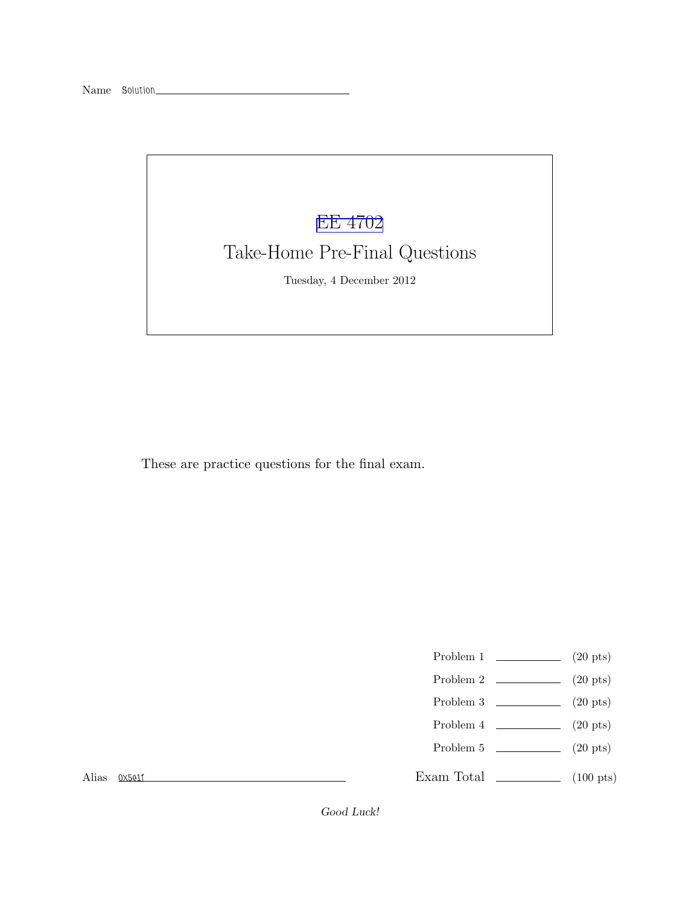Name Solution

# EE 4702

## Take-Home Pre-Final Questions

Tuesday, 4 December 2012

These are practice questions for the final exam.

| | | |
|---|---|---|
| Problem 1 | ______ | (20 pts) |
| Problem 2 | ______ | (20 pts) |
| Problem 3 | ______ | (20 pts) |
| Problem 4 | ______ | (20 pts) |
| Problem 5 | ______ | (20 pts) |
| Exam Total | ______ | (100 pts) |

Alias 0x5e1f

*Good Luck!*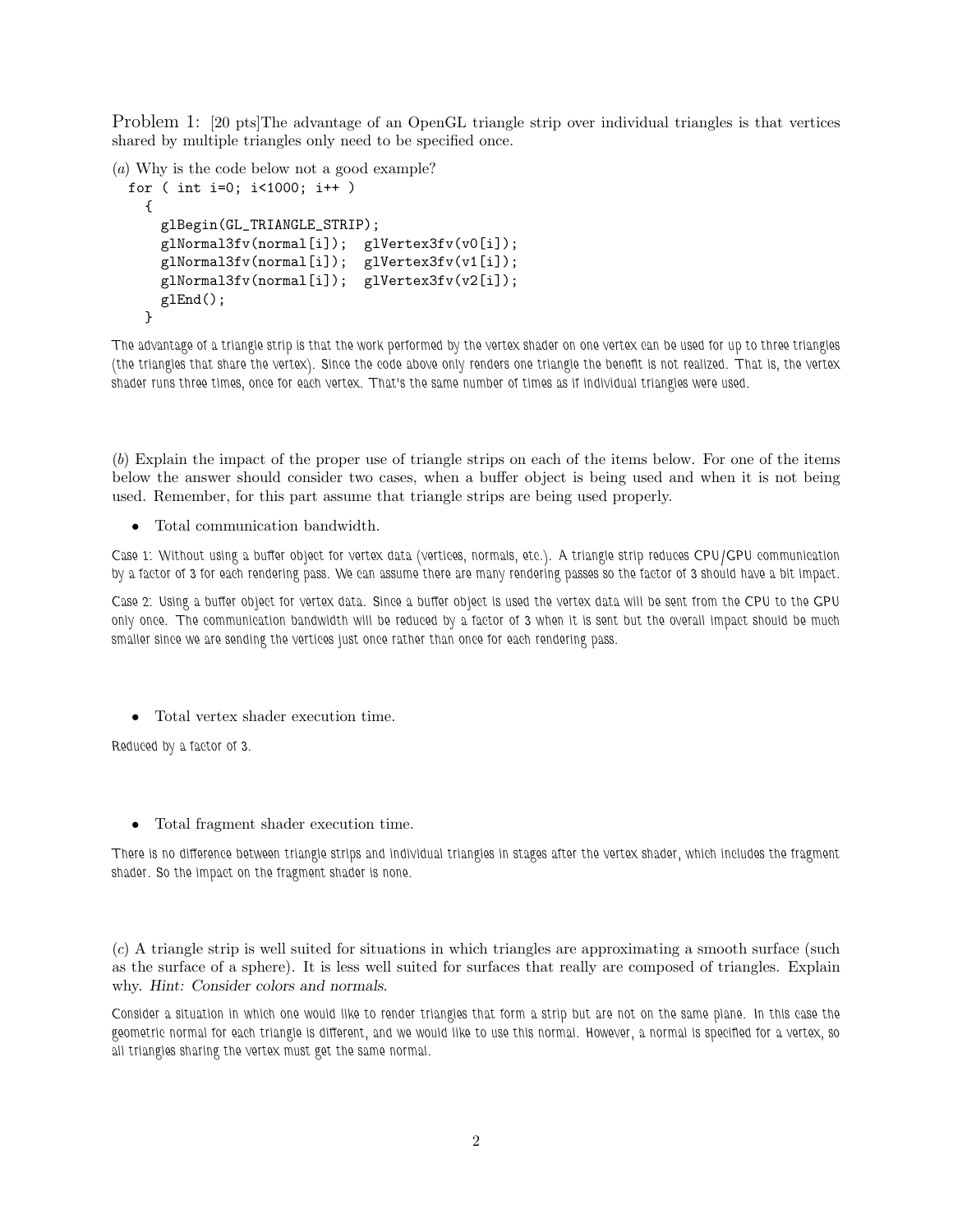Problem 1: [20 pts]The advantage of an OpenGL triangle strip over individual triangles is that vertices shared by multiple triangles only need to be specified once.

(*a*) Why is the code below not a good example?

```
for ( int i=0; i<1000; i++ )
  {
    glBegin(GL_TRIANGLE_STRIP);
    glNormal3fv(normal[i]);  glVertex3fv(v0[i]);
    glNormal3fv(normal[i]);  glVertex3fv(v1[i]);
    glNormal3fv(normal[i]);  glVertex3fv(v2[i]);
    glEnd();
  }
```

The advantage of a triangle strip is that the work performed by the vertex shader on one vertex can be used for up to three triangles (the triangles that share the vertex). Since the code above only renders one triangle the benefit is not realized. That is, the vertex shader runs three times, once for each vertex. That's the same number of times as if individual triangles were used.

(*b*) Explain the impact of the proper use of triangle strips on each of the items below. For one of the items below the answer should consider two cases, when a buffer object is being used and when it is not being used. Remember, for this part assume that triangle strips are being used properly.

- Total communication bandwidth.

Case 1: Without using a buffer object for vertex data (vertices, normals, etc.). A triangle strip reduces CPU/GPU communication by a factor of 3 for each rendering pass. We can assume there are many rendering passes so the factor of 3 should have a bit impact.

Case 2: Using a buffer object for vertex data. Since a buffer object is used the vertex data will be sent from the CPU to the GPU only once. The communication bandwidth will be reduced by a factor of 3 when it is sent but the overall impact should be much smaller since we are sending the vertices just once rather than once for each rendering pass.

- Total vertex shader execution time.

Reduced by a factor of 3.

- Total fragment shader execution time.

There is no difference between triangle strips and individual triangles in stages after the vertex shader, which includes the fragment shader. So the impact on the fragment shader is none.

(*c*) A triangle strip is well suited for situations in which triangles are approximating a smooth surface (such as the surface of a sphere). It is less well suited for surfaces that really are composed of triangles. Explain why. *Hint: Consider colors and normals.*

Consider a situation in which one would like to render triangles that form a strip but are not on the same plane. In this case the geometric normal for each triangle is different, and we would like to use this normal. However, a normal is specified for a vertex, so all triangles sharing the vertex must get the same normal.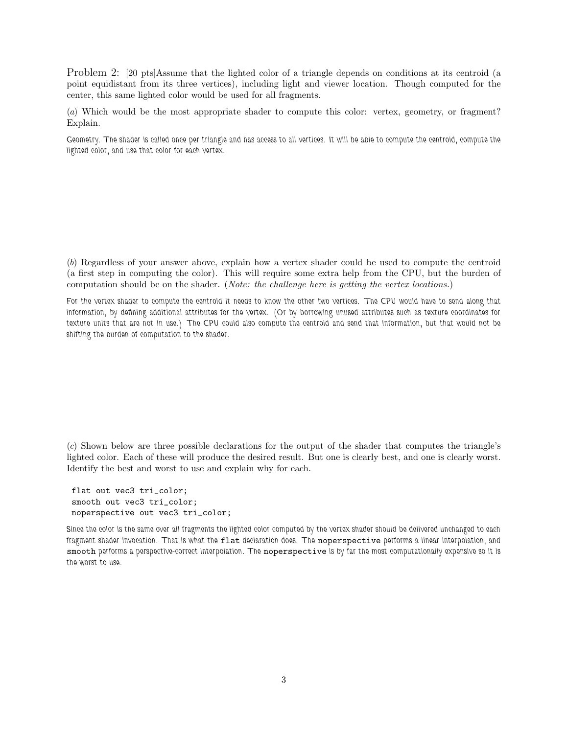Problem 2: [20 pts]Assume that the lighted color of a triangle depends on conditions at its centroid (a point equidistant from its three vertices), including light and viewer location. Though computed for the center, this same lighted color would be used for all fragments.

(*a*) Which would be the most appropriate shader to compute this color: vertex, geometry, or fragment? Explain.

Geometry. The shader is called once per triangle and has access to all vertices. It will be able to compute the centroid, compute the lighted color, and use that color for each vertex.

(*b*) Regardless of your answer above, explain how a vertex shader could be used to compute the centroid (a first step in computing the color). This will require some extra help from the CPU, but the burden of computation should be on the shader. (*Note: the challenge here is getting the vertex locations.*)

For the vertex shader to compute the centroid it needs to know the other two vertices. The CPU would have to send along that information, by defining additional attributes for the vertex. (Or by borrowing unused attributes such as texture coordinates for texture units that are not in use.) The CPU could also compute the centroid and send that information, but that would not be shifting the burden of computation to the shader.

(*c*) Shown below are three possible declarations for the output of the shader that computes the triangle's lighted color. Each of these will produce the desired result. But one is clearly best, and one is clearly worst. Identify the best and worst to use and explain why for each.

```
flat out vec3 tri_color;
smooth out vec3 tri_color;
noperspective out vec3 tri_color;
```

Since the color is the same over all fragments the lighted color computed by the vertex shader should be delivered unchanged to each fragment shader invocation. That is what the `flat` declaration does. The `noperspective` performs a linear interpolation, and `smooth` performs a perspective-correct interpolation. The `noperspective` is by far the most computationally expensive so it is the worst to use.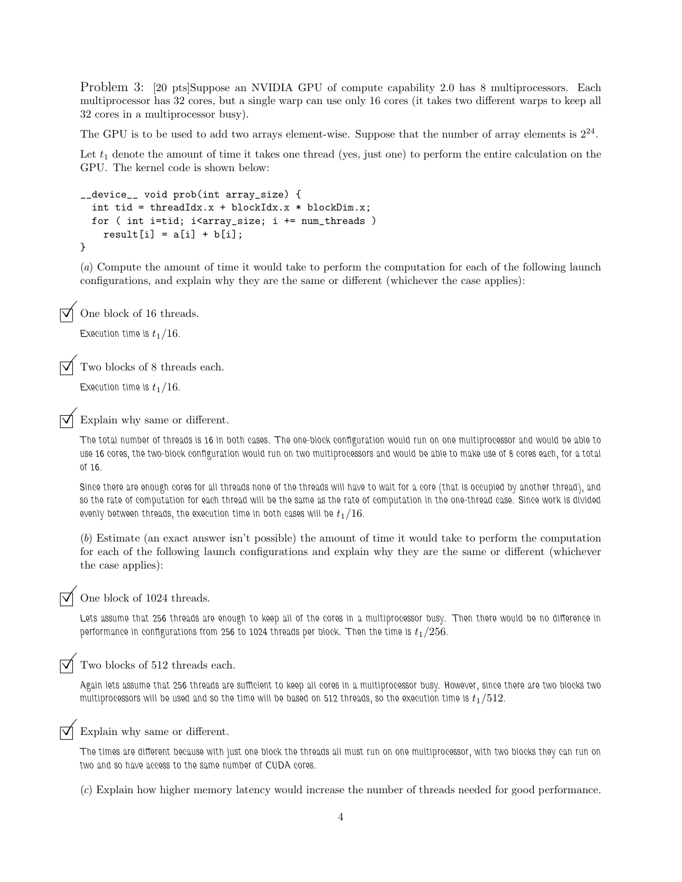Problem 3: [20 pts]Suppose an NVIDIA GPU of compute capability 2.0 has 8 multiprocessors. Each multiprocessor has 32 cores, but a single warp can use only 16 cores (it takes two different warps to keep all 32 cores in a multiprocessor busy).

The GPU is to be used to add two arrays element-wise. Suppose that the number of array elements is $2^{24}$.

Let $t_1$ denote the amount of time it takes one thread (yes, just one) to perform the entire calculation on the GPU. The kernel code is shown below:

```
__device__ void prob(int array_size) {
  int tid = threadIdx.x + blockIdx.x * blockDim.x;
  for ( int i=tid; i<array_size; i += num_threads )
    result[i] = a[i] + b[i];
}
```

(*a*) Compute the amount of time it would take to perform the computation for each of the following launch configurations, and explain why they are the same or different (whichever the case applies):

☑ One block of 16 threads.

*Execution time is $t_1/16$.*

☑ Two blocks of 8 threads each.

*Execution time is $t_1/16$.*

☑ Explain why same or different.

*The total number of threads is 16 in both cases. The one-block configuration would run on one multiprocessor and would be able to use 16 cores, the two-block configuration would run on two multiprocessors and would be able to make use of 8 cores each, for a total of 16.*

*Since there are enough cores for all threads none of the threads will have to wait for a core (that is occupied by another thread), and so the rate of computation for each thread will be the same as the rate of computation in the one-thread case. Since work is divided evenly between threads, the execution time in both cases will be $t_1/16$.*

(*b*) Estimate (an exact answer isn't possible) the amount of time it would take to perform the computation for each of the following launch configurations and explain why they are the same or different (whichever the case applies):

☑ One block of 1024 threads.

*Lets assume that 256 threads are enough to keep all of the cores in a multiprocessor busy. Then there would be no difference in performance in configurations from 256 to 1024 threads per block. Then the time is $t_1/256$.*

☑ Two blocks of 512 threads each.

*Again lets assume that 256 threads are sufficient to keep all cores in a multiprocessor busy. However, since there are two blocks two multiprocessors will be used and so the time will be based on 512 threads, so the execution time is $t_1/512$.*

☑ Explain why same or different.

*The times are different because with just one block the threads all must run on one multiprocessor, with two blocks they can run on two and so have access to the same number of CUDA cores.*

(*c*) Explain how higher memory latency would increase the number of threads needed for good performance.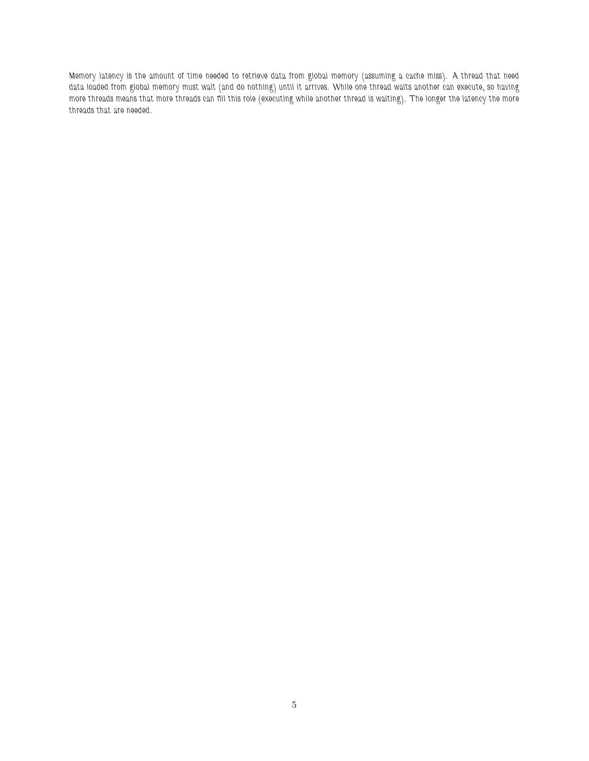Memory latency is the amount of time needed to retrieve data from global memory (assuming a cache miss). A thread that need data loaded from global memory must wait (and do nothing) until it arrives. While one thread waits another can execute, so having more threads means that more threads can fill this role (executing while another thread is waiting). The longer the latency the more threads that are needed.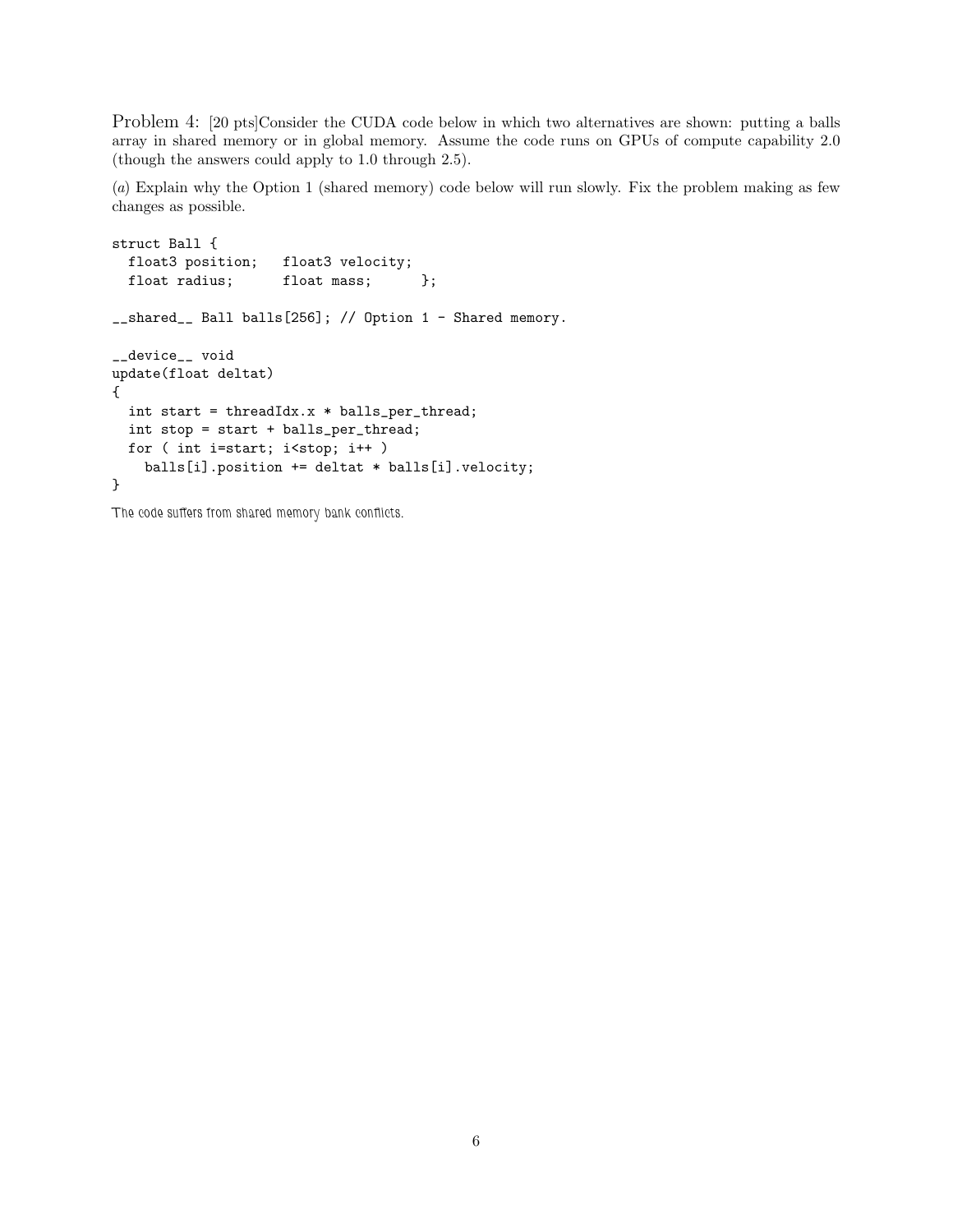Problem 4: [20 pts]Consider the CUDA code below in which two alternatives are shown: putting a balls array in shared memory or in global memory. Assume the code runs on GPUs of compute capability 2.0 (though the answers could apply to 1.0 through 2.5).

(*a*) Explain why the Option 1 (shared memory) code below will run slowly. Fix the problem making as few changes as possible.

```
struct Ball {
  float3 position;   float3 velocity;
  float radius;      float mass;      };

__shared__ Ball balls[256]; // Option 1 - Shared memory.

__device__ void
update(float deltat)
{
  int start = threadIdx.x * balls_per_thread;
  int stop = start + balls_per_thread;
  for ( int i=start; i<stop; i++ )
    balls[i].position += deltat * balls[i].velocity;
}
```

The code suffers from shared memory bank conflicts.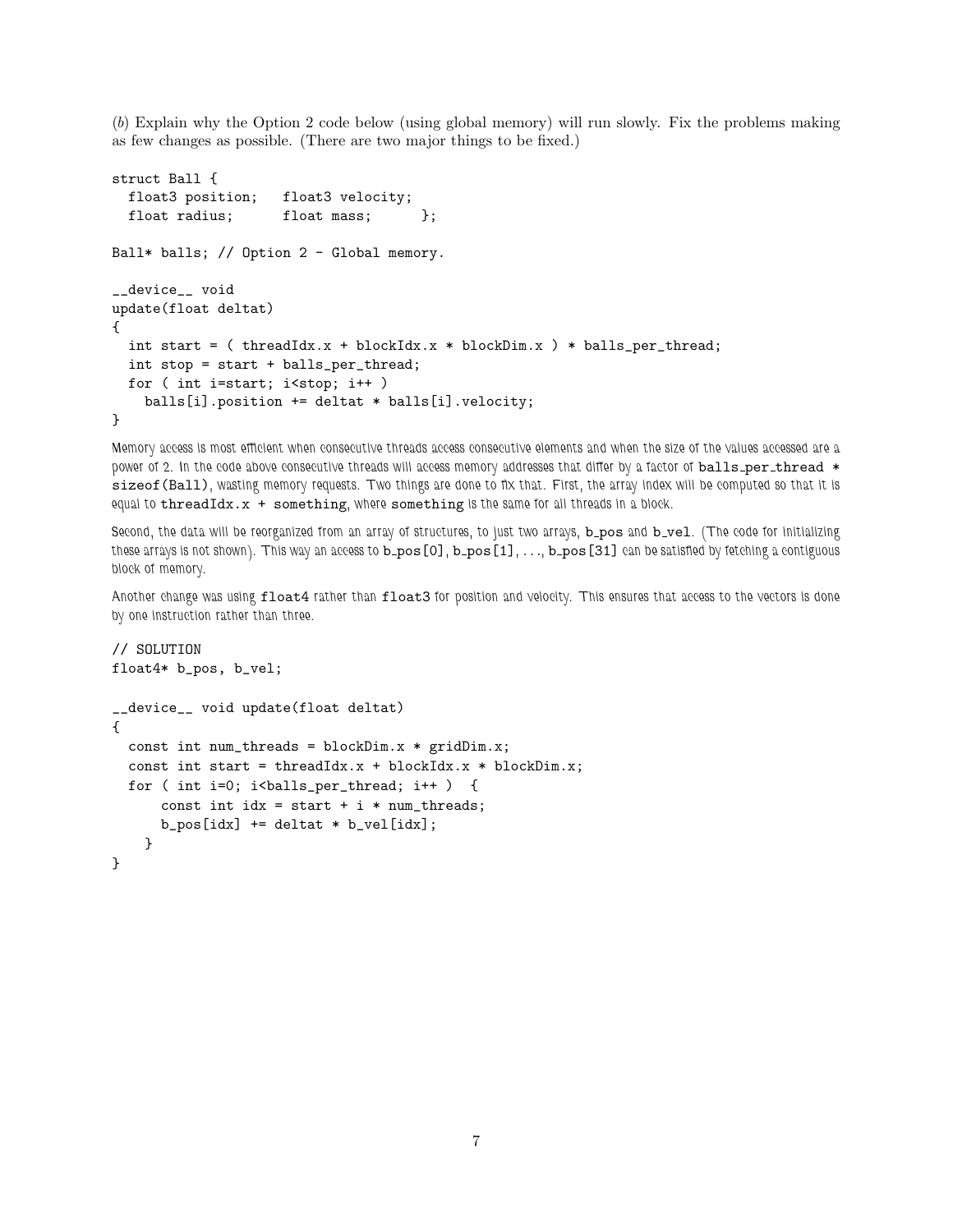(*b*) Explain why the Option 2 code below (using global memory) will run slowly. Fix the problems making as few changes as possible. (There are two major things to be fixed.)

```
struct Ball {
  float3 position;   float3 velocity;
  float radius;      float mass;      };

Ball* balls; // Option 2 - Global memory.

__device__ void
update(float deltat)
{
  int start = ( threadIdx.x + blockIdx.x * blockDim.x ) * balls_per_thread;
  int stop = start + balls_per_thread;
  for ( int i=start; i<stop; i++ )
    balls[i].position += deltat * balls[i].velocity;
}
```

*Memory access is most efficient when consecutive threads access consecutive elements and when the size of the values accessed are a power of 2. In the code above consecutive threads will access memory addresses that differ by a factor of* `balls_per_thread * sizeof(Ball)`*, wasting memory requests. Two things are done to fix that. First, the array index will be computed so that it is equal to* `threadIdx.x + something`*, where* `something` *is the same for all threads in a block.*

*Second, the data will be reorganized from an array of structures, to just two arrays,* `b_pos` *and* `b_vel`*. (The code for initializing these arrays is not shown). This way an access to* `b_pos[0]`*,* `b_pos[1]`*, ...,* `b_pos[31]` *can be satisfied by fetching a contiguous block of memory.*

*Another change was using* `float4` *rather than* `float3` *for position and velocity. This ensures that access to the vectors is done by one instruction rather than three.*

```
// SOLUTION
float4* b_pos, b_vel;

__device__ void update(float deltat)
{
  const int num_threads = blockDim.x * gridDim.x;
  const int start = threadIdx.x + blockIdx.x * blockDim.x;
  for ( int i=0; i<balls_per_thread; i++ )  {
      const int idx = start + i * num_threads;
      b_pos[idx] += deltat * b_vel[idx];
    }
}
```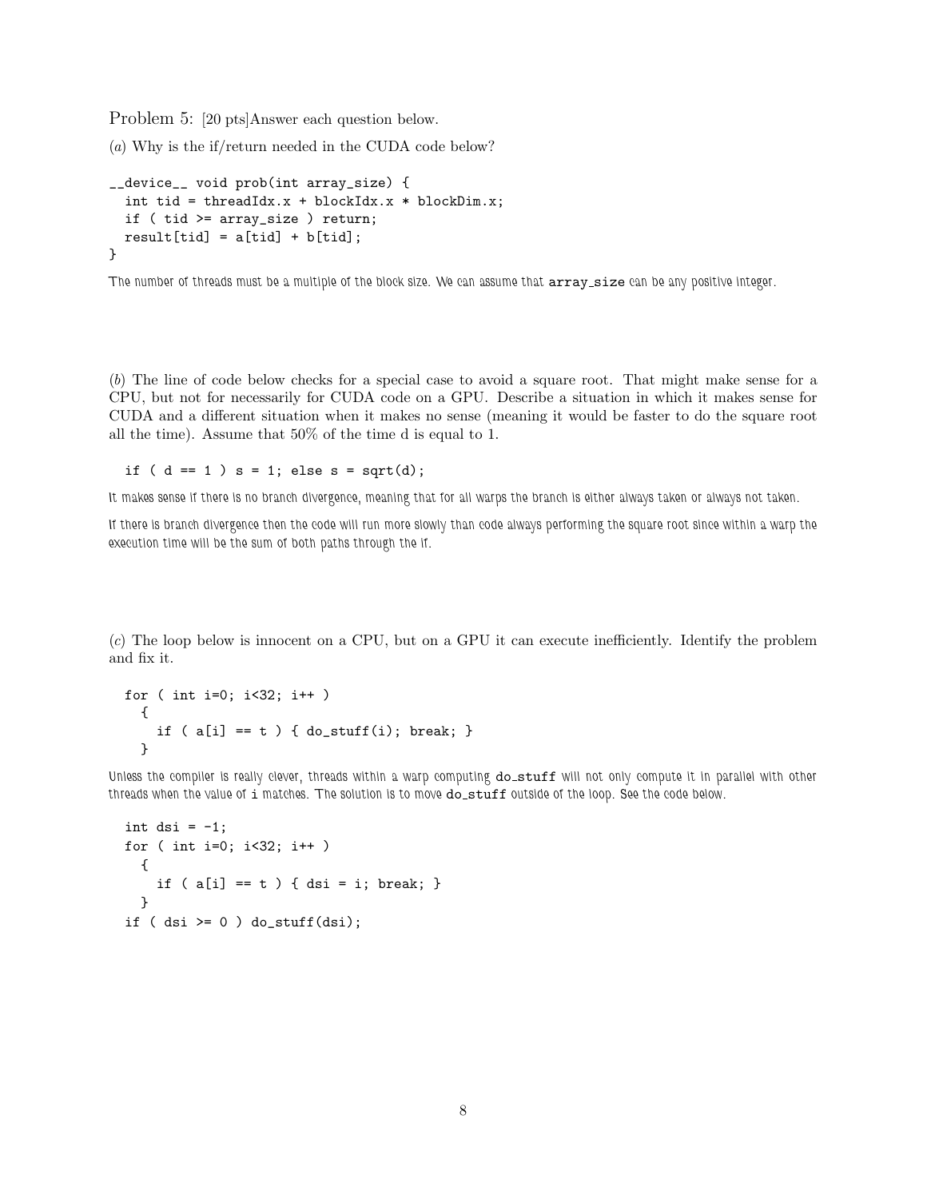Problem 5: [20 pts]Answer each question below.

(*a*) Why is the if/return needed in the CUDA code below?

```
__device__ void prob(int array_size) {
  int tid = threadIdx.x + blockIdx.x * blockDim.x;
  if ( tid >= array_size ) return;
  result[tid] = a[tid] + b[tid];
}
```

The number of threads must be a multiple of the block size. We can assume that `array_size` can be any positive integer.

(*b*) The line of code below checks for a special case to avoid a square root. That might make sense for a CPU, but not for necessarily for CUDA code on a GPU. Describe a situation in which it makes sense for CUDA and a different situation when it makes no sense (meaning it would be faster to do the square root all the time). Assume that 50% of the time d is equal to 1.

```
if ( d == 1 ) s = 1; else s = sqrt(d);
```

It makes sense if there is no branch divergence, meaning that for all warps the branch is either always taken or always not taken.

If there is branch divergence then the code will run more slowly than code always performing the square root since within a warp the execution time will be the sum of both paths through the if.

(*c*) The loop below is innocent on a CPU, but on a GPU it can execute inefficiently. Identify the problem and fix it.

```
for ( int i=0; i<32; i++ )
  {
    if ( a[i] == t ) { do_stuff(i); break; }
  }
```

Unless the compiler is really clever, threads within a warp computing `do_stuff` will not only compute it in parallel with other threads when the value of `i` matches. The solution is to move `do_stuff` outside of the loop. See the code below.

```
int dsi = -1;
for ( int i=0; i<32; i++ )
  {
    if ( a[i] == t ) { dsi = i; break; }
  }
if ( dsi >= 0 ) do_stuff(dsi);
```